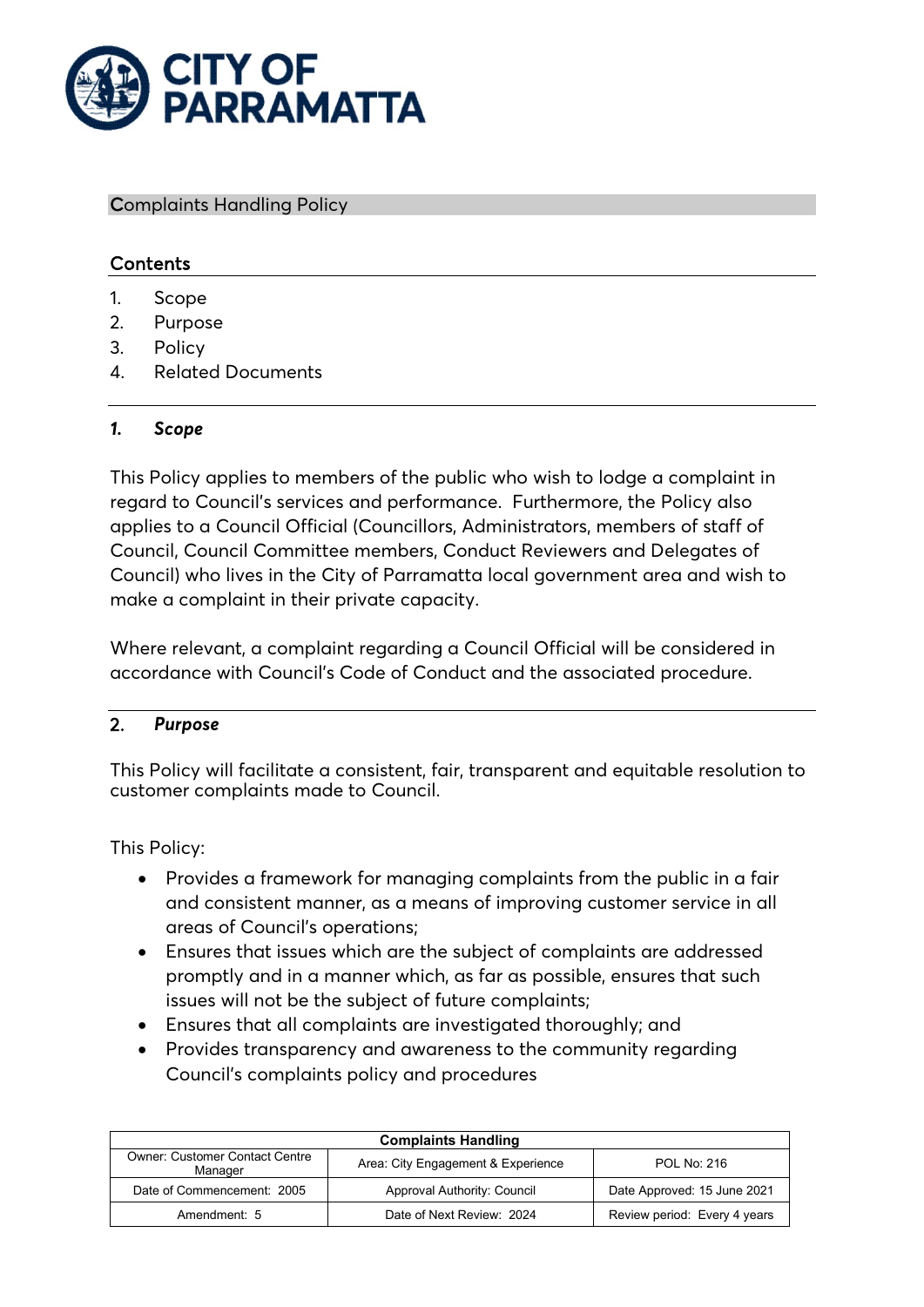CITY OF PARRAMATTA

# Complaints Handling Policy

## Contents

1. Scope
2. Purpose
3. Policy
4. Related Documents

## *1. Scope*

This Policy applies to members of the public who wish to lodge a complaint in regard to Council's services and performance. Furthermore, the Policy also applies to a Council Official (Councillors, Administrators, members of staff of Council, Council Committee members, Conduct Reviewers and Delegates of Council) who lives in the City of Parramatta local government area and wish to make a complaint in their private capacity.

Where relevant, a complaint regarding a Council Official will be considered in accordance with Council's Code of Conduct and the associated procedure.

## 2. *Purpose*

This Policy will facilitate a consistent, fair, transparent and equitable resolution to customer complaints made to Council.

This Policy:

- Provides a framework for managing complaints from the public in a fair and consistent manner, as a means of improving customer service in all areas of Council's operations;
- Ensures that issues which are the subject of complaints are addressed promptly and in a manner which, as far as possible, ensures that such issues will not be the subject of future complaints;
- Ensures that all complaints are investigated thoroughly; and
- Provides transparency and awareness to the community regarding Council's complaints policy and procedures

| Complaints Handling | | |
|---|---|---|
| Owner: Customer Contact Centre Manager | Area: City Engagement & Experience | POL No: 216 |
| Date of Commencement: 2005 | Approval Authority: Council | Date Approved: 15 June 2021 |
| Amendment: 5 | Date of Next Review: 2024 | Review period: Every 4 years |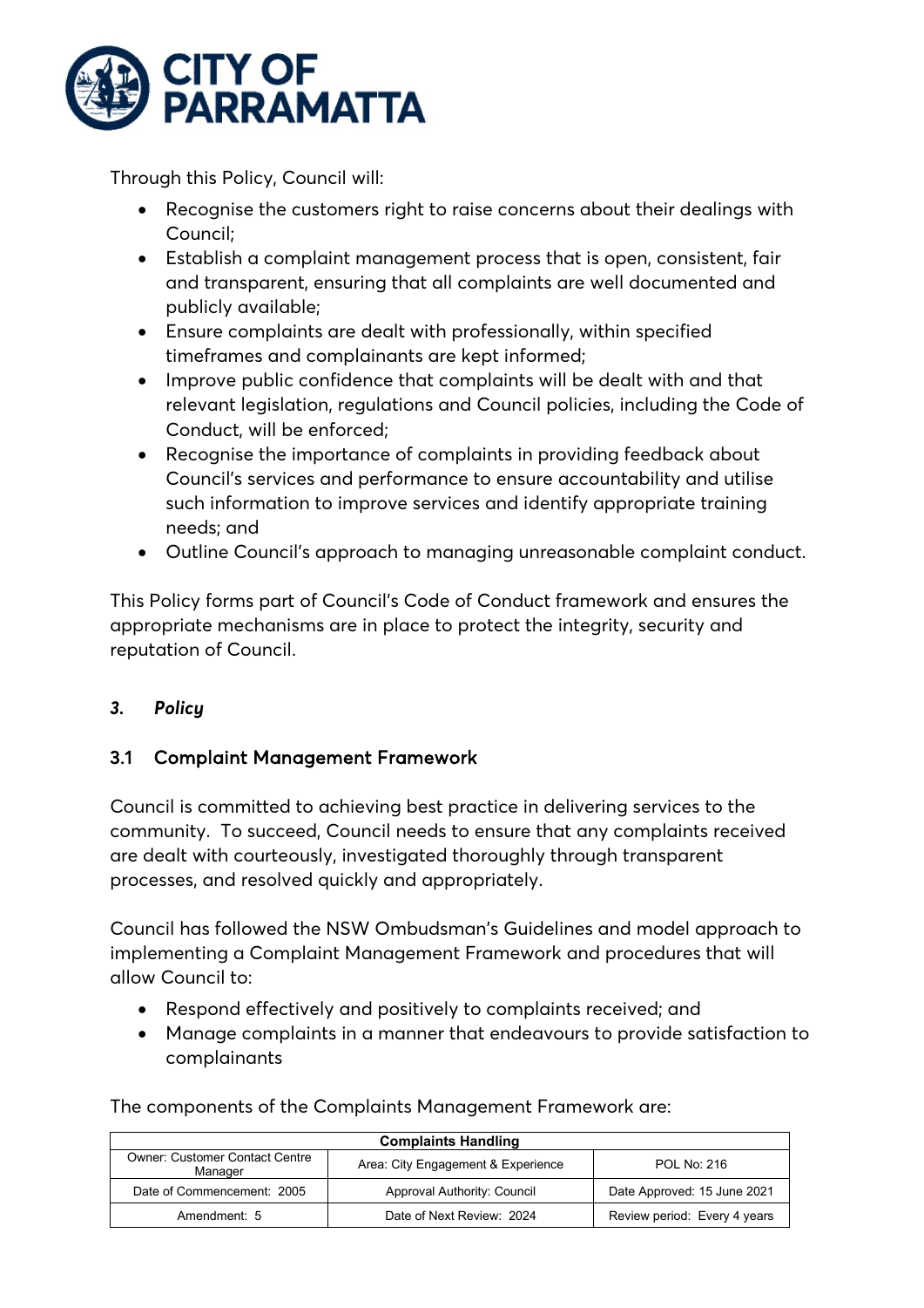Through this Policy, Council will:

- Recognise the customers right to raise concerns about their dealings with Council;
- Establish a complaint management process that is open, consistent, fair and transparent, ensuring that all complaints are well documented and publicly available;
- Ensure complaints are dealt with professionally, within specified timeframes and complainants are kept informed;
- Improve public confidence that complaints will be dealt with and that relevant legislation, regulations and Council policies, including the Code of Conduct, will be enforced;
- Recognise the importance of complaints in providing feedback about Council's services and performance to ensure accountability and utilise such information to improve services and identify appropriate training needs; and
- Outline Council's approach to managing unreasonable complaint conduct.

This Policy forms part of Council's Code of Conduct framework and ensures the appropriate mechanisms are in place to protect the integrity, security and reputation of Council.

## *3. Policy*

### 3.1 Complaint Management Framework

Council is committed to achieving best practice in delivering services to the community. To succeed, Council needs to ensure that any complaints received are dealt with courteously, investigated thoroughly through transparent processes, and resolved quickly and appropriately.

Council has followed the NSW Ombudsman's Guidelines and model approach to implementing a Complaint Management Framework and procedures that will allow Council to:

- Respond effectively and positively to complaints received; and
- Manage complaints in a manner that endeavours to provide satisfaction to complainants

The components of the Complaints Management Framework are: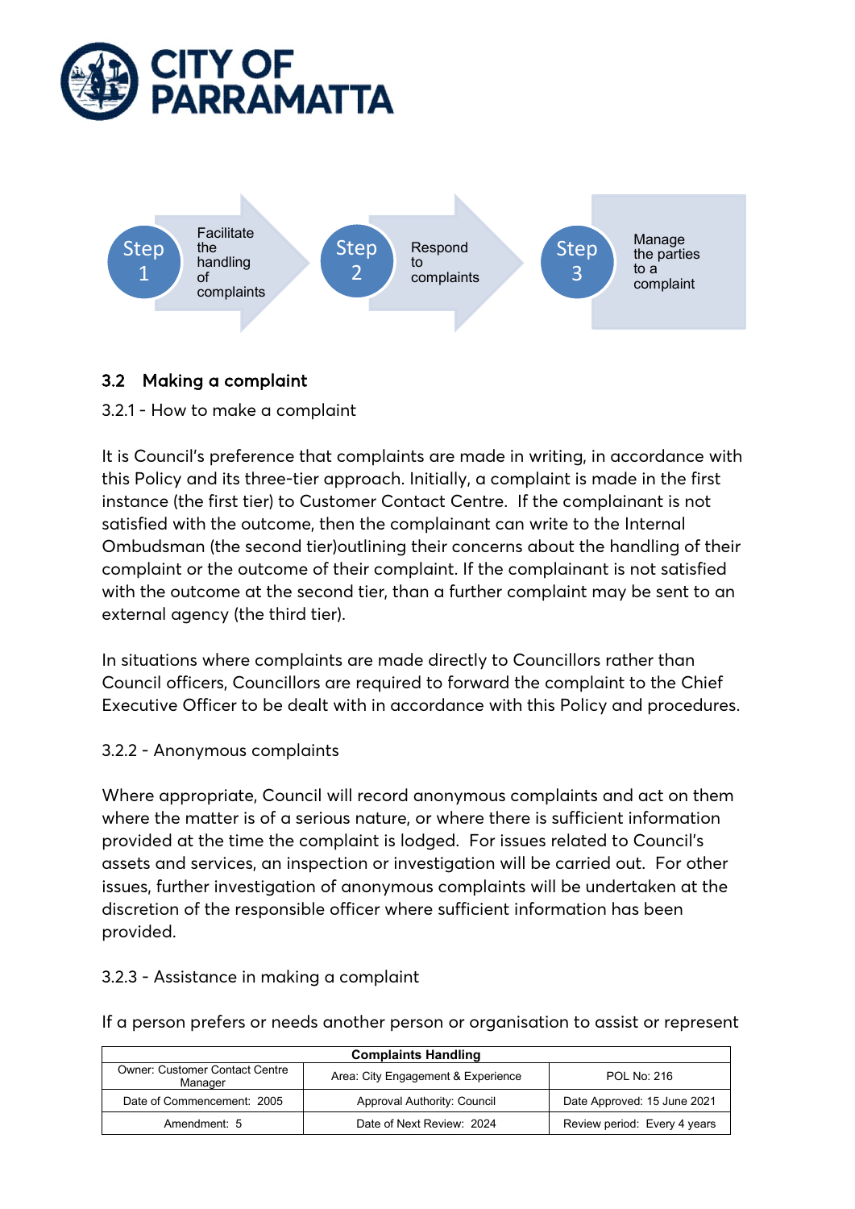Step 1 — Facilitate the handling of complaints

Step 2 — Respond to complaints

Step 3 — Manage the parties to a complaint

## 3.2 Making a complaint

3.2.1 - How to make a complaint

It is Council's preference that complaints are made in writing, in accordance with this Policy and its three-tier approach. Initially, a complaint is made in the first instance (the first tier) to Customer Contact Centre. If the complainant is not satisfied with the outcome, then the complainant can write to the Internal Ombudsman (the second tier)outlining their concerns about the handling of their complaint or the outcome of their complaint. If the complainant is not satisfied with the outcome at the second tier, than a further complaint may be sent to an external agency (the third tier).

In situations where complaints are made directly to Councillors rather than Council officers, Councillors are required to forward the complaint to the Chief Executive Officer to be dealt with in accordance with this Policy and procedures.

3.2.2 - Anonymous complaints

Where appropriate, Council will record anonymous complaints and act on them where the matter is of a serious nature, or where there is sufficient information provided at the time the complaint is lodged. For issues related to Council's assets and services, an inspection or investigation will be carried out. For other issues, further investigation of anonymous complaints will be undertaken at the discretion of the responsible officer where sufficient information has been provided.

3.2.3 - Assistance in making a complaint

If a person prefers or needs another person or organisation to assist or represent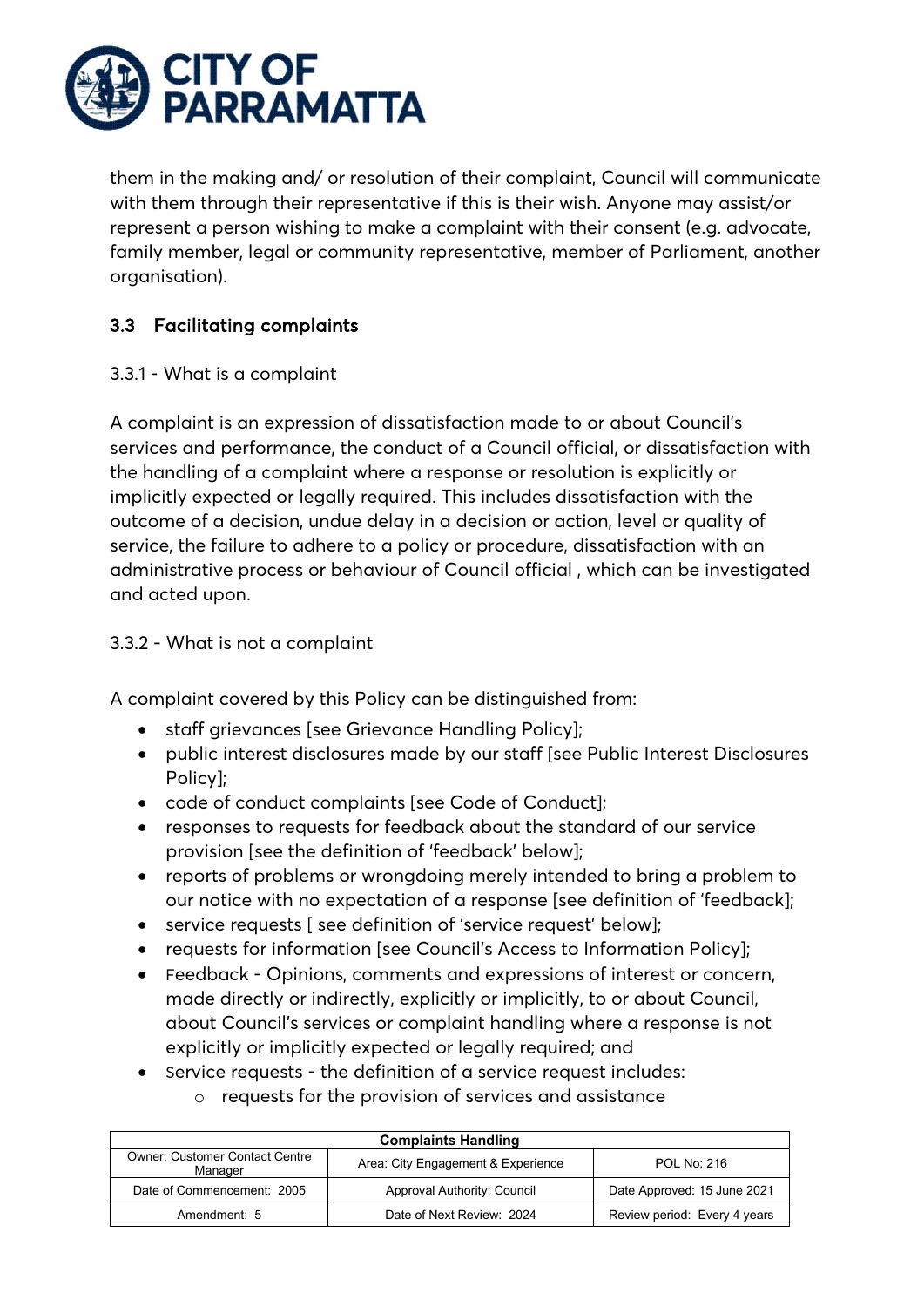them in the making and/ or resolution of their complaint, Council will communicate with them through their representative if this is their wish. Anyone may assist/or represent a person wishing to make a complaint with their consent (e.g. advocate, family member, legal or community representative, member of Parliament, another organisation).

### 3.3 Facilitating complaints

3.3.1 - What is a complaint

A complaint is an expression of dissatisfaction made to or about Council's services and performance, the conduct of a Council official, or dissatisfaction with the handling of a complaint where a response or resolution is explicitly or implicitly expected or legally required. This includes dissatisfaction with the outcome of a decision, undue delay in a decision or action, level or quality of service, the failure to adhere to a policy or procedure, dissatisfaction with an administrative process or behaviour of Council official , which can be investigated and acted upon.

3.3.2 - What is not a complaint

A complaint covered by this Policy can be distinguished from:

- staff grievances [see Grievance Handling Policy];
- public interest disclosures made by our staff [see Public Interest Disclosures Policy];
- code of conduct complaints [see Code of Conduct];
- responses to requests for feedback about the standard of our service provision [see the definition of 'feedback' below];
- reports of problems or wrongdoing merely intended to bring a problem to our notice with no expectation of a response [see definition of 'feedback];
- service requests [ see definition of 'service request' below];
- requests for information [see Council's Access to Information Policy];
- Feedback - Opinions, comments and expressions of interest or concern, made directly or indirectly, explicitly or implicitly, to or about Council, about Council's services or complaint handling where a response is not explicitly or implicitly expected or legally required; and
- Service requests - the definition of a service request includes:
  - requests for the provision of services and assistance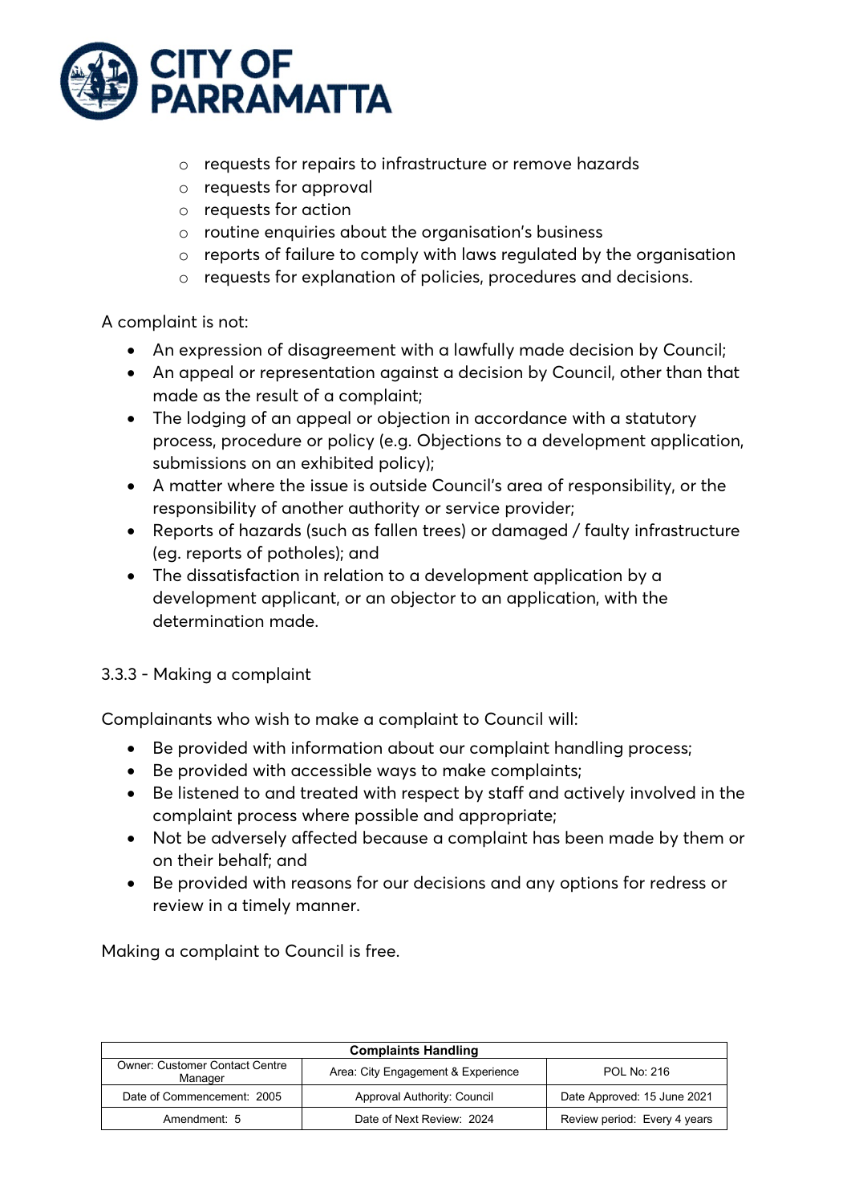- requests for repairs to infrastructure or remove hazards
   - requests for approval
   - requests for action
   - routine enquiries about the organisation's business
   - reports of failure to comply with laws regulated by the organisation
   - requests for explanation of policies, procedures and decisions.

A complaint is not:

- An expression of disagreement with a lawfully made decision by Council;
- An appeal or representation against a decision by Council, other than that made as the result of a complaint;
- The lodging of an appeal or objection in accordance with a statutory process, procedure or policy (e.g. Objections to a development application, submissions on an exhibited policy);
- A matter where the issue is outside Council's area of responsibility, or the responsibility of another authority or service provider;
- Reports of hazards (such as fallen trees) or damaged / faulty infrastructure (eg. reports of potholes); and
- The dissatisfaction in relation to a development application by a development applicant, or an objector to an application, with the determination made.

### 3.3.3 - Making a complaint

Complainants who wish to make a complaint to Council will:

- Be provided with information about our complaint handling process;
- Be provided with accessible ways to make complaints;
- Be listened to and treated with respect by staff and actively involved in the complaint process where possible and appropriate;
- Not be adversely affected because a complaint has been made by them or on their behalf; and
- Be provided with reasons for our decisions and any options for redress or review in a timely manner.

Making a complaint to Council is free.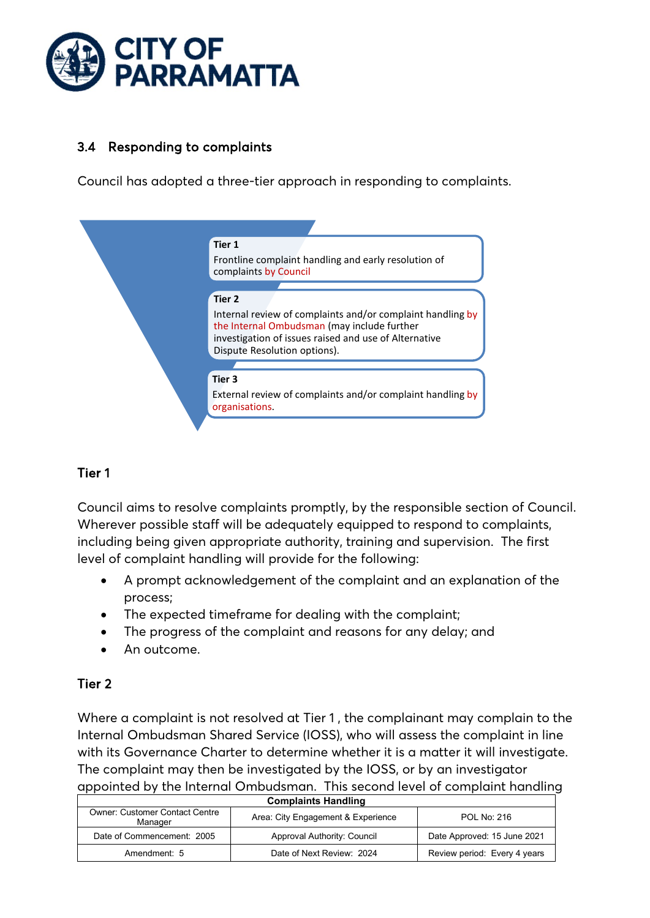### 3.4 Responding to complaints

Council has adopted a three-tier approach in responding to complaints.

**Tier 1**
Frontline complaint handling and early resolution of complaints by Council

**Tier 2**
Internal review of complaints and/or complaint handling by the Internal Ombudsman (may include further investigation of issues raised and use of Alternative Dispute Resolution options).

**Tier 3**
External review of complaints and/or complaint handling by organisations.

#### Tier 1

Council aims to resolve complaints promptly, by the responsible section of Council. Wherever possible staff will be adequately equipped to respond to complaints, including being given appropriate authority, training and supervision. The first level of complaint handling will provide for the following:

- A prompt acknowledgement of the complaint and an explanation of the process;
- The expected timeframe for dealing with the complaint;
- The progress of the complaint and reasons for any delay; and
- An outcome.

#### Tier 2

Where a complaint is not resolved at Tier 1 , the complainant may complain to the Internal Ombudsman Shared Service (IOSS), who will assess the complaint in line with its Governance Charter to determine whether it is a matter it will investigate. The complaint may then be investigated by the IOSS, or by an investigator appointed by the Internal Ombudsman. This second level of complaint handling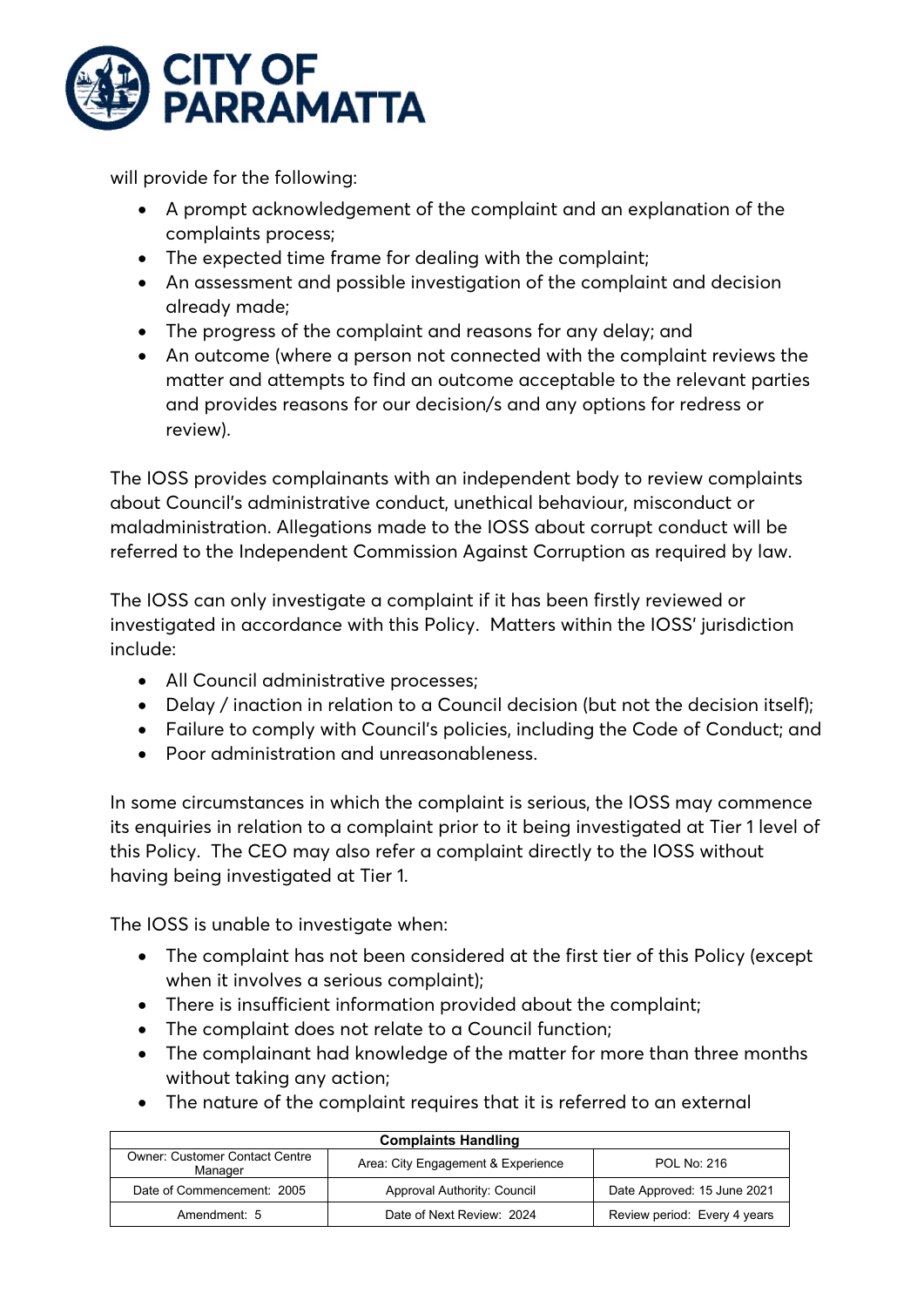will provide for the following:

- A prompt acknowledgement of the complaint and an explanation of the complaints process;
- The expected time frame for dealing with the complaint;
- An assessment and possible investigation of the complaint and decision already made;
- The progress of the complaint and reasons for any delay; and
- An outcome (where a person not connected with the complaint reviews the matter and attempts to find an outcome acceptable to the relevant parties and provides reasons for our decision/s and any options for redress or review).

The IOSS provides complainants with an independent body to review complaints about Council's administrative conduct, unethical behaviour, misconduct or maladministration. Allegations made to the IOSS about corrupt conduct will be referred to the Independent Commission Against Corruption as required by law.

The IOSS can only investigate a complaint if it has been firstly reviewed or investigated in accordance with this Policy. Matters within the IOSS' jurisdiction include:

- All Council administrative processes;
- Delay / inaction in relation to a Council decision (but not the decision itself);
- Failure to comply with Council's policies, including the Code of Conduct; and
- Poor administration and unreasonableness.

In some circumstances in which the complaint is serious, the IOSS may commence its enquiries in relation to a complaint prior to it being investigated at Tier 1 level of this Policy. The CEO may also refer a complaint directly to the IOSS without having being investigated at Tier 1.

The IOSS is unable to investigate when:

- The complaint has not been considered at the first tier of this Policy (except when it involves a serious complaint);
- There is insufficient information provided about the complaint;
- The complaint does not relate to a Council function;
- The complainant had knowledge of the matter for more than three months without taking any action;
- The nature of the complaint requires that it is referred to an external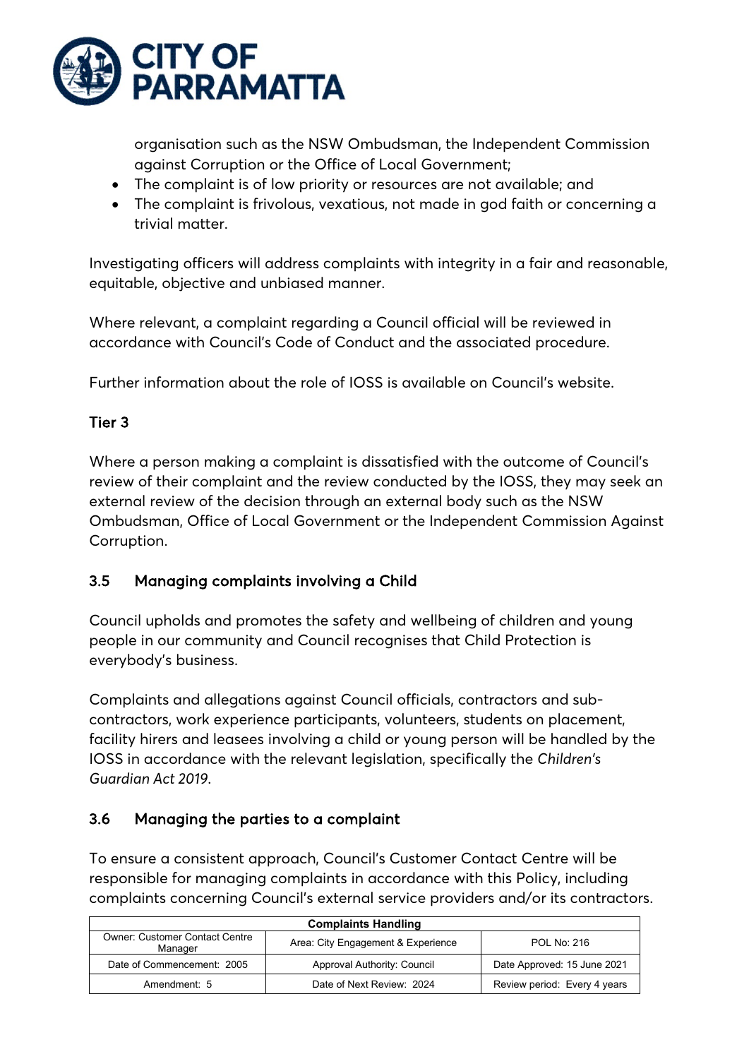organisation such as the NSW Ombudsman, the Independent Commission against Corruption or the Office of Local Government;

- The complaint is of low priority or resources are not available; and
- The complaint is frivolous, vexatious, not made in god faith or concerning a trivial matter.

Investigating officers will address complaints with integrity in a fair and reasonable, equitable, objective and unbiased manner.

Where relevant, a complaint regarding a Council official will be reviewed in accordance with Council's Code of Conduct and the associated procedure.

Further information about the role of IOSS is available on Council's website.

### Tier 3

Where a person making a complaint is dissatisfied with the outcome of Council's review of their complaint and the review conducted by the IOSS, they may seek an external review of the decision through an external body such as the NSW Ombudsman, Office of Local Government or the Independent Commission Against Corruption.

## 3.5 Managing complaints involving a Child

Council upholds and promotes the safety and wellbeing of children and young people in our community and Council recognises that Child Protection is everybody's business.

Complaints and allegations against Council officials, contractors and sub-contractors, work experience participants, volunteers, students on placement, facility hirers and leasees involving a child or young person will be handled by the IOSS in accordance with the relevant legislation, specifically the *Children's Guardian Act 2019*.

## 3.6 Managing the parties to a complaint

To ensure a consistent approach, Council's Customer Contact Centre will be responsible for managing complaints in accordance with this Policy, including complaints concerning Council's external service providers and/or its contractors.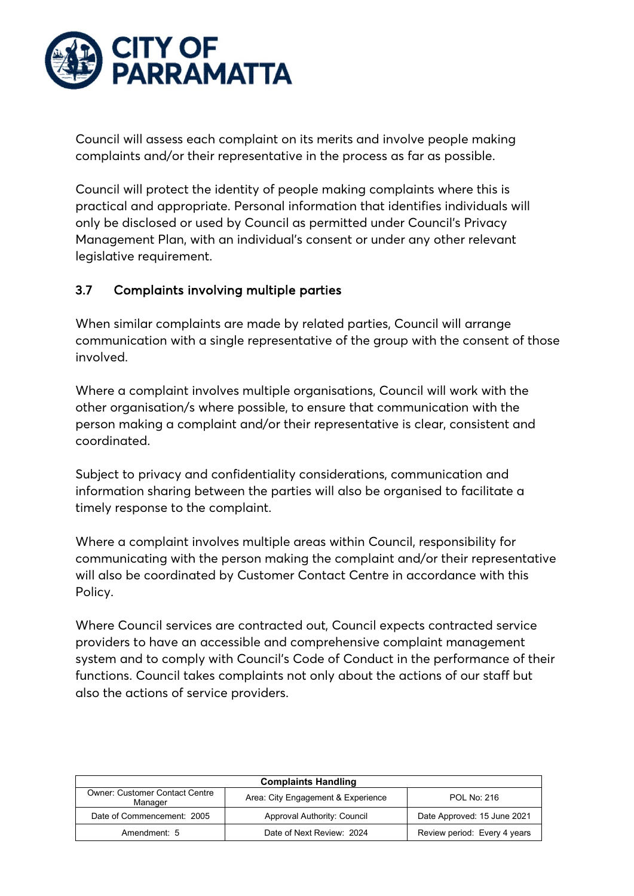Council will assess each complaint on its merits and involve people making complaints and/or their representative in the process as far as possible.

Council will protect the identity of people making complaints where this is practical and appropriate. Personal information that identifies individuals will only be disclosed or used by Council as permitted under Council's Privacy Management Plan, with an individual's consent or under any other relevant legislative requirement.

### 3.7 Complaints involving multiple parties

When similar complaints are made by related parties, Council will arrange communication with a single representative of the group with the consent of those involved.

Where a complaint involves multiple organisations, Council will work with the other organisation/s where possible, to ensure that communication with the person making a complaint and/or their representative is clear, consistent and coordinated.

Subject to privacy and confidentiality considerations, communication and information sharing between the parties will also be organised to facilitate a timely response to the complaint.

Where a complaint involves multiple areas within Council, responsibility for communicating with the person making the complaint and/or their representative will also be coordinated by Customer Contact Centre in accordance with this Policy.

Where Council services are contracted out, Council expects contracted service providers to have an accessible and comprehensive complaint management system and to comply with Council's Code of Conduct in the performance of their functions. Council takes complaints not only about the actions of our staff but also the actions of service providers.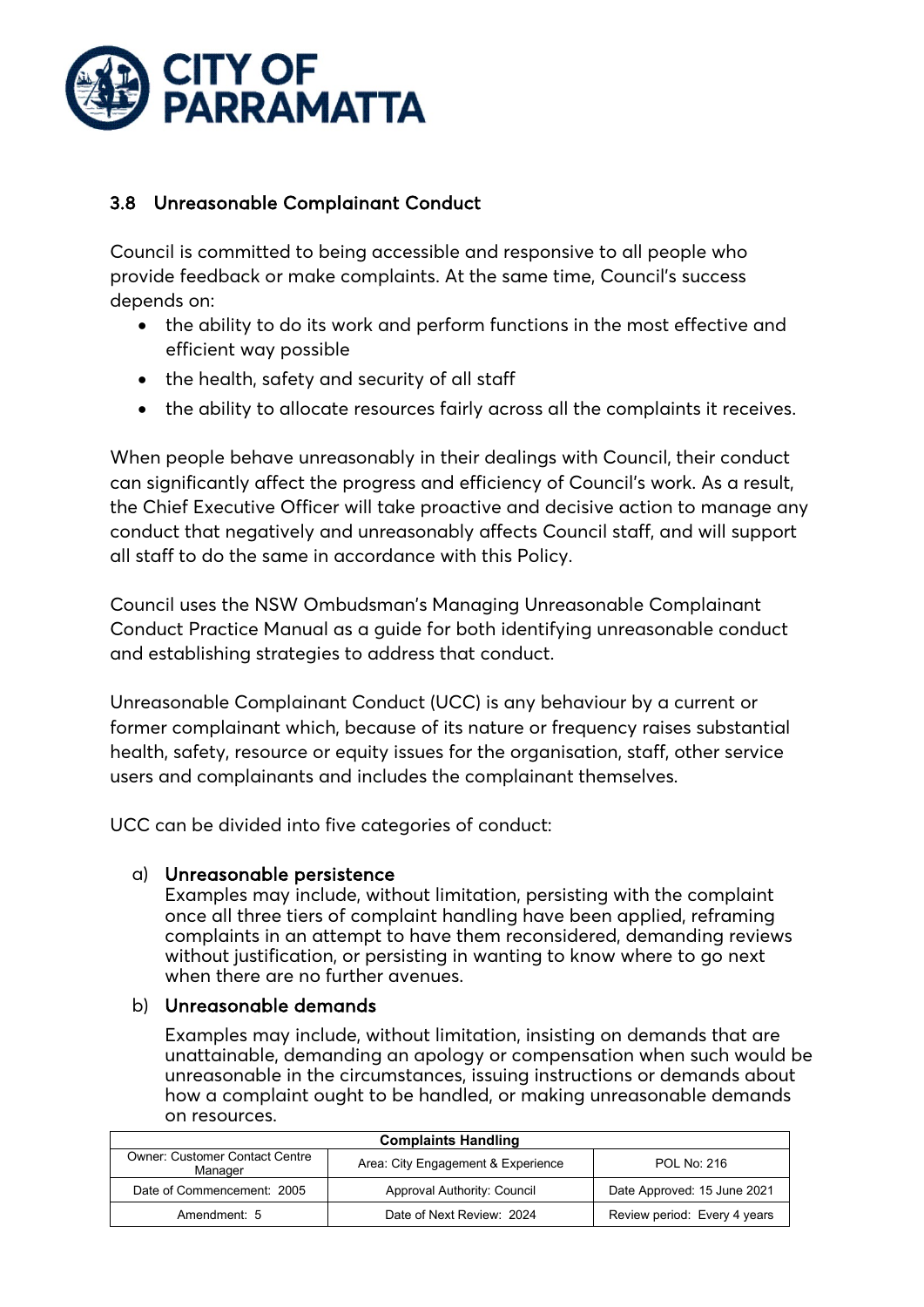### 3.8 Unreasonable Complainant Conduct

Council is committed to being accessible and responsive to all people who provide feedback or make complaints. At the same time, Council's success depends on:

- the ability to do its work and perform functions in the most effective and efficient way possible
- the health, safety and security of all staff
- the ability to allocate resources fairly across all the complaints it receives.

When people behave unreasonably in their dealings with Council, their conduct can significantly affect the progress and efficiency of Council's work. As a result, the Chief Executive Officer will take proactive and decisive action to manage any conduct that negatively and unreasonably affects Council staff, and will support all staff to do the same in accordance with this Policy.

Council uses the NSW Ombudsman's Managing Unreasonable Complainant Conduct Practice Manual as a guide for both identifying unreasonable conduct and establishing strategies to address that conduct.

Unreasonable Complainant Conduct (UCC) is any behaviour by a current or former complainant which, because of its nature or frequency raises substantial health, safety, resource or equity issues for the organisation, staff, other service users and complainants and includes the complainant themselves.

UCC can be divided into five categories of conduct:

a) **Unreasonable persistence**
Examples may include, without limitation, persisting with the complaint once all three tiers of complaint handling have been applied, reframing complaints in an attempt to have them reconsidered, demanding reviews without justification, or persisting in wanting to know where to go next when there are no further avenues.

b) **Unreasonable demands**
Examples may include, without limitation, insisting on demands that are unattainable, demanding an apology or compensation when such would be unreasonable in the circumstances, issuing instructions or demands about how a complaint ought to be handled, or making unreasonable demands on resources.

| Complaints Handling | | |
|---|---|---|
| Owner: Customer Contact Centre Manager | Area: City Engagement & Experience | POL No: 216 |
| Date of Commencement: 2005 | Approval Authority: Council | Date Approved: 15 June 2021 |
| Amendment: 5 | Date of Next Review: 2024 | Review period: Every 4 years |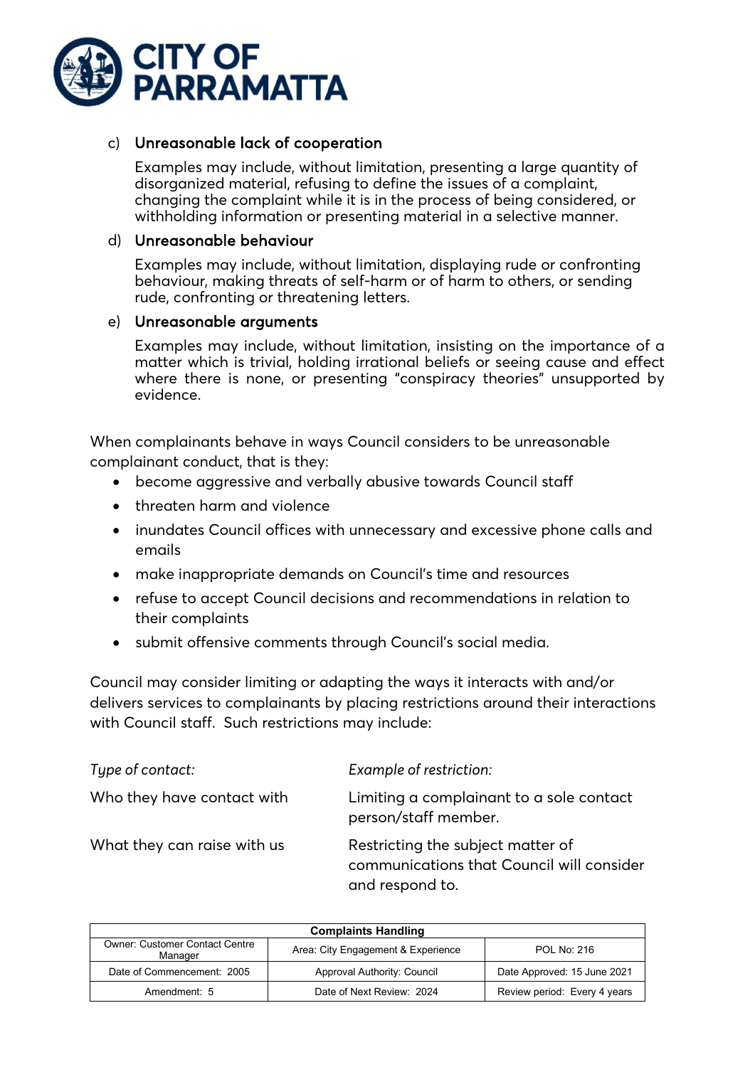c) **Unreasonable lack of cooperation**

Examples may include, without limitation, presenting a large quantity of disorganized material, refusing to define the issues of a complaint, changing the complaint while it is in the process of being considered, or withholding information or presenting material in a selective manner.

d) **Unreasonable behaviour**

Examples may include, without limitation, displaying rude or confronting behaviour, making threats of self-harm or of harm to others, or sending rude, confronting or threatening letters.

e) **Unreasonable arguments**

Examples may include, without limitation, insisting on the importance of a matter which is trivial, holding irrational beliefs or seeing cause and effect where there is none, or presenting "conspiracy theories" unsupported by evidence.

When complainants behave in ways Council considers to be unreasonable complainant conduct, that is they:

- become aggressive and verbally abusive towards Council staff
- threaten harm and violence
- inundates Council offices with unnecessary and excessive phone calls and emails
- make inappropriate demands on Council's time and resources
- refuse to accept Council decisions and recommendations in relation to their complaints
- submit offensive comments through Council's social media.

Council may consider limiting or adapting the ways it interacts with and/or delivers services to complainants by placing restrictions around their interactions with Council staff. Such restrictions may include:

| *Type of contact:* | *Example of restriction:* |
|---|---|
| Who they have contact with | Limiting a complainant to a sole contact person/staff member. |
| What they can raise with us | Restricting the subject matter of communications that Council will consider and respond to. |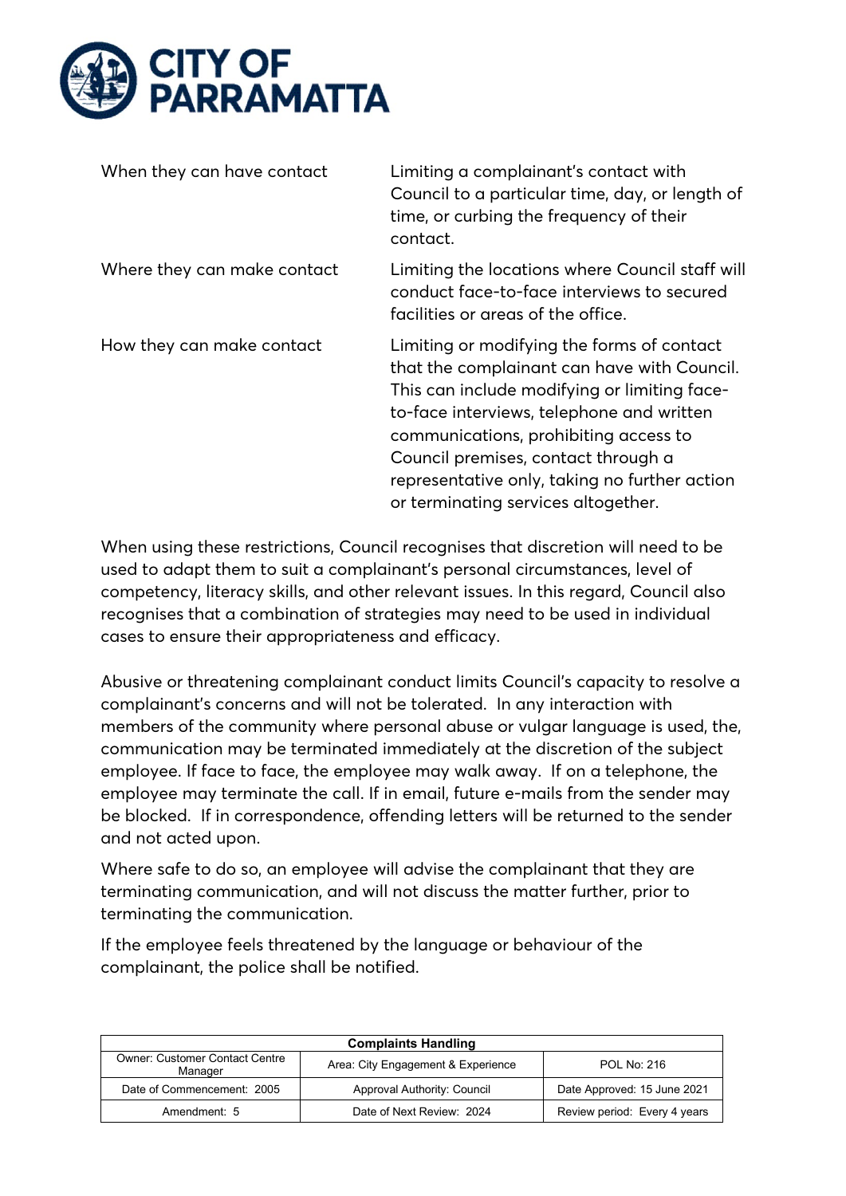| | |
|---|---|
| When they can have contact | Limiting a complainant's contact with Council to a particular time, day, or length of time, or curbing the frequency of their contact. |
| Where they can make contact | Limiting the locations where Council staff will conduct face-to-face interviews to secured facilities or areas of the office. |
| How they can make contact | Limiting or modifying the forms of contact that the complainant can have with Council. This can include modifying or limiting face-to-face interviews, telephone and written communications, prohibiting access to Council premises, contact through a representative only, taking no further action or terminating services altogether. |

When using these restrictions, Council recognises that discretion will need to be used to adapt them to suit a complainant's personal circumstances, level of competency, literacy skills, and other relevant issues. In this regard, Council also recognises that a combination of strategies may need to be used in individual cases to ensure their appropriateness and efficacy.

Abusive or threatening complainant conduct limits Council's capacity to resolve a complainant's concerns and will not be tolerated. In any interaction with members of the community where personal abuse or vulgar language is used, the, communication may be terminated immediately at the discretion of the subject employee. If face to face, the employee may walk away. If on a telephone, the employee may terminate the call. If in email, future e-mails from the sender may be blocked. If in correspondence, offending letters will be returned to the sender and not acted upon.

Where safe to do so, an employee will advise the complainant that they are terminating communication, and will not discuss the matter further, prior to terminating the communication.

If the employee feels threatened by the language or behaviour of the complainant, the police shall be notified.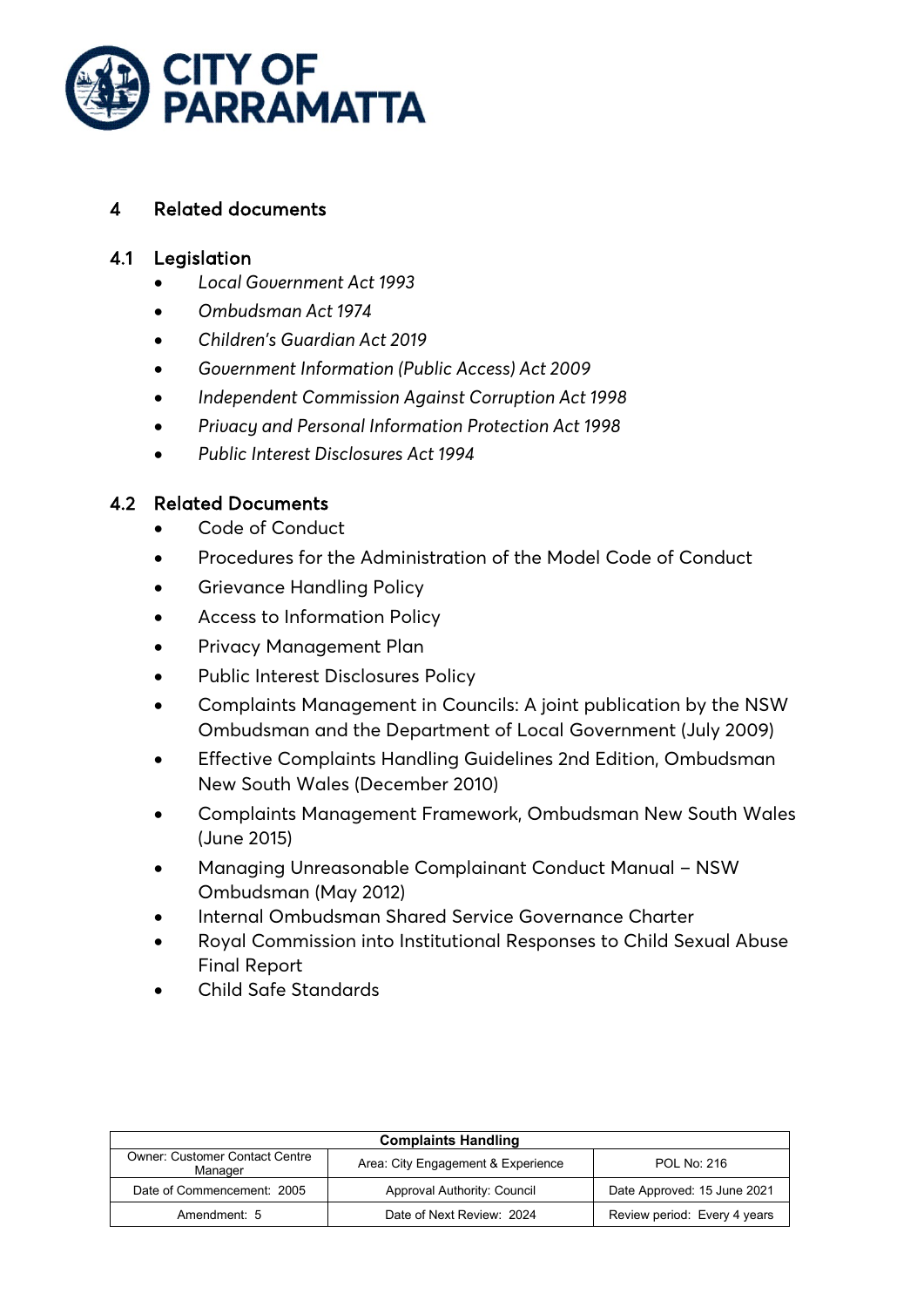## 4 Related documents

### 4.1 Legislation

- *Local Government Act 1993*
- *Ombudsman Act 1974*
- *Children's Guardian Act 2019*
- *Government Information (Public Access) Act 2009*
- *Independent Commission Against Corruption Act 1998*
- *Privacy and Personal Information Protection Act 1998*
- *Public Interest Disclosures Act 1994*

### 4.2 Related Documents

- Code of Conduct
- Procedures for the Administration of the Model Code of Conduct
- Grievance Handling Policy
- Access to Information Policy
- Privacy Management Plan
- Public Interest Disclosures Policy
- Complaints Management in Councils: A joint publication by the NSW Ombudsman and the Department of Local Government (July 2009)
- Effective Complaints Handling Guidelines 2nd Edition, Ombudsman New South Wales (December 2010)
- Complaints Management Framework, Ombudsman New South Wales (June 2015)
- Managing Unreasonable Complainant Conduct Manual – NSW Ombudsman (May 2012)
- Internal Ombudsman Shared Service Governance Charter
- Royal Commission into Institutional Responses to Child Sexual Abuse Final Report
- Child Safe Standards